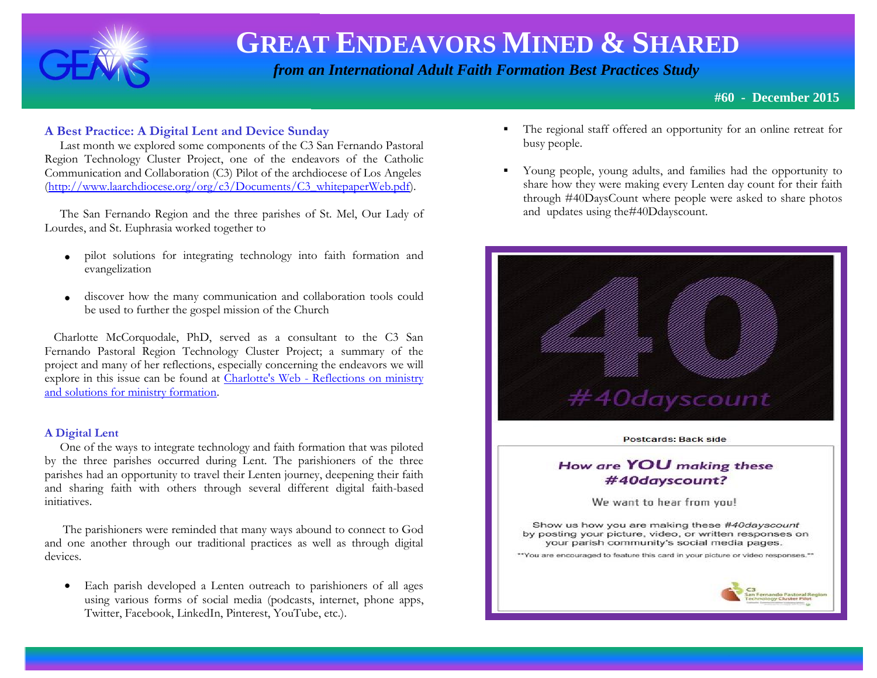# GREAT ENDEAVORS MINED & SHARED

*from an International Adult Faith Formation Best Practices Study*

**#60 - December 2015**

### A Best Practice: A Digital Lent and Device Sunday

Last month we explored some components of the C3 San Fernando Pastoral Region Technology Cluster Project, one of the endeavors of the Catholic Communication and Collaboration (C3) Pilot of the archdiocese of Los Angeles (http://www.laarchdiocese.org/org/c3/Documents/C3_whitepaperWeb.pdf).

The San Fernando Region and the three parishes of St. Mel, Our Lady of Lourdes, and St. Euphrasia worked together to

- pilot solutions for integrating technology into faith formation and evangelization
- discover how the many communication and collaboration tools could be used to further the gospel mission of the Church

Charlotte McCorquodale, PhD, served as a consultant to the C3 San Fernando Pastoral Region Technology Cluster Project; a summary of the project and many of her reflections, especially concerning the endeavors we will explore in this issue can be found at Charlotte's Web - Reflections on ministry and solutions for ministry formation.

### A Digital Lent

One of the ways to integrate technology and faith formation that was piloted by the three parishes occurred during Lent. The parishioners of the three parishes had an opportunity to travel their Lenten journey, deepening their faith and sharing faith with others through several different digital faith-based initiatives.

The parishioners were reminded that many ways abound to connect to God and one another through our traditional practices as well as through digital devices.

- Each parish developed a Lenten outreach to parishioners of all ages using various forms of social media (podcasts, internet, phone apps, Twitter, Facebook, LinkedIn, Pinterest, YouTube, etc.).
- The regional staff offered an opportunity for an online retreat for busy people.
- Young people, young adults, and families had the opportunity to share how they were making every Lenten day count for their faith through #40DaysCount where people were asked to share photos and updates using the#40Ddayscount.

40

#40dayscount

Postcards: Back side

*How are YOU making these #40dayscount?*

We want to hear from you!

Show us how you are making these *#40dayscount* by posting your picture, video, or written responses on your parish community's social media pages.

**You are encouraged to feature this card in your picture or video responses.**

C3 San Fernando Pastoral Region Technology Cluster Pilot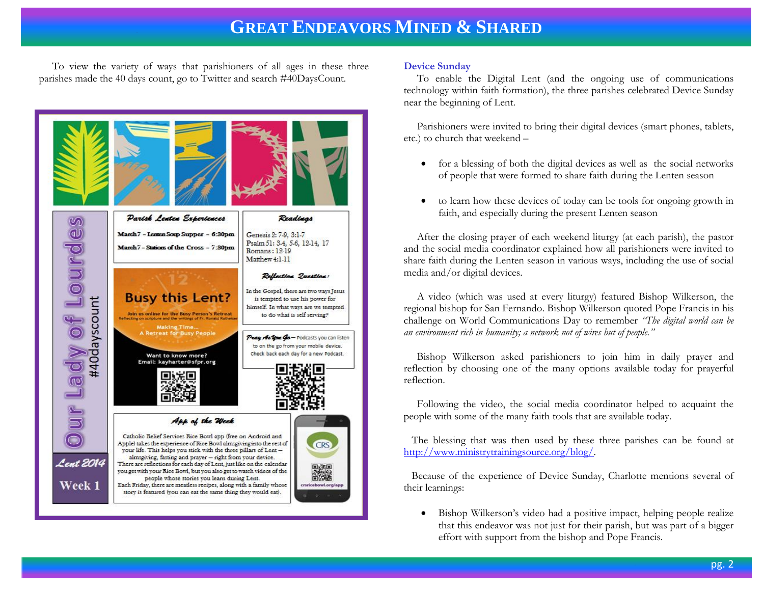# Great Endeavors Mined & Shared

To view the variety of ways that parishioners of all ages in these three parishes made the 40 days count, go to Twitter and search #40DaysCount.

**Our Lady of Lourdes** #40dayscount

**Lent 2014**

**Week 1**

**Parish Lenten Experiences**

March 7 – Lenten Soup Supper – 6:30pm

March 7 – Stations of the Cross – 7:30pm

**Readings**

Genesis 2: 7-9, 3:1-7
Psalm 51: 3-4, 5-6, 12-14, 17
Romans: 12-19
Matthew 4:1-11

**Reflection Question:**

In the Gospel, there are two ways Jesus is tempted to use his power for himself. In what ways are we tempted to do what is self serving?

**Busy this Lent?**

Join us online for the Busy Person's Retreat
Reflecting on scripture and the writings of Fr. Ronald Rolheiser

Making Time...
A Retreat for Busy People

Want to know more?
Email: kayharter@sfpr.org

**Pray As You Go** – Podcasts you can listen to on the go from your mobile device. Check back each day for a new Podcast.

**App of the Week**

Catholic Relief Services Rice Bowl app (free on Android and Apple) takes the experience of Rice Bowl almsgiving into the rest of your life. This helps you stick with the three pillars of Lent – almsgiving, fasting and prayer – right from your device. There are reflections for each day of Lent, just like on the calendar you get with your Rice Bowl, but you also get to watch videos of the people whose stories you learn during Lent. Each Friday, there are meatless recipes, along with a family whose story is featured (you can eat the same thing they would eat).

crsricebowl.org/app

### Device Sunday

To enable the Digital Lent (and the ongoing use of communications technology within faith formation), the three parishes celebrated Device Sunday near the beginning of Lent.

Parishioners were invited to bring their digital devices (smart phones, tablets, etc.) to church that weekend –

- for a blessing of both the digital devices as well as the social networks of people that were formed to share faith during the Lenten season
- to learn how these devices of today can be tools for ongoing growth in faith, and especially during the present Lenten season

After the closing prayer of each weekend liturgy (at each parish), the pastor and the social media coordinator explained how all parishioners were invited to share faith during the Lenten season in various ways, including the use of social media and/or digital devices.

A video (which was used at every liturgy) featured Bishop Wilkerson, the regional bishop for San Fernando. Bishop Wilkerson quoted Pope Francis in his challenge on World Communications Day to remember *"The digital world can be an environment rich in humanity; a network not of wires but of people."*

Bishop Wilkerson asked parishioners to join him in daily prayer and reflection by choosing one of the many options available today for prayerful reflection.

Following the video, the social media coordinator helped to acquaint the people with some of the many faith tools that are available today.

The blessing that was then used by these three parishes can be found at http://www.ministrytrainingsource.org/blog/.

Because of the experience of Device Sunday, Charlotte mentions several of their learnings:

- Bishop Wilkerson's video had a positive impact, helping people realize that this endeavor was not just for their parish, but was part of a bigger effort with support from the bishop and Pope Francis.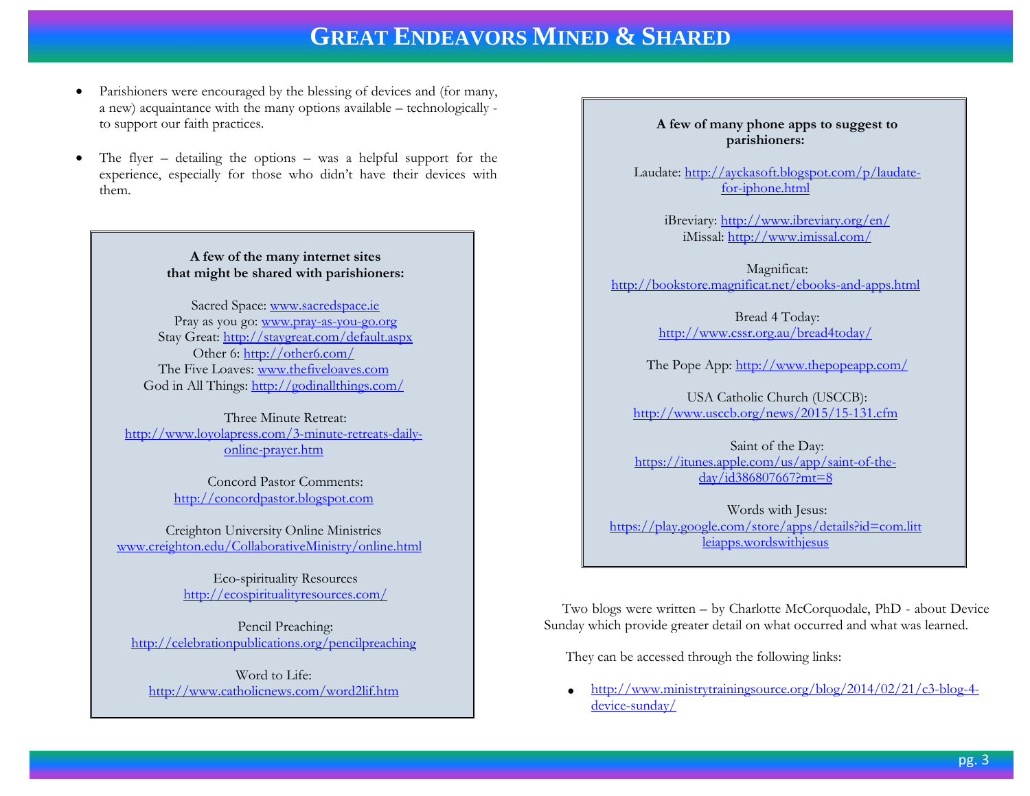# GREAT ENDEAVORS MINED & SHARED

- Parishioners were encouraged by the blessing of devices and (for many, a new) acquaintance with the many options available – technologically - to support our faith practices.

- The flyer – detailing the options – was a helpful support for the experience, especially for those who didn't have their devices with them.

**A few of the many internet sites that might be shared with parishioners:**

Sacred Space: www.sacredspace.ie
Pray as you go: www.pray-as-you-go.org
Stay Great: http://staygreat.com/default.aspx
Other 6: http://other6.com/
The Five Loaves: www.thefiveloaves.com
God in All Things: http://godinallthings.com/

Three Minute Retreat:
http://www.loyolapress.com/3-minute-retreats-daily-online-prayer.htm

Concord Pastor Comments:
http://concordpastor.blogspot.com

Creighton University Online Ministries
www.creighton.edu/CollaborativeMinistry/online.html

Eco-spirituality Resources
http://ecospiritualityresources.com/

Pencil Preaching:
http://celebrationpublications.org/pencilpreaching

Word to Life:
http://www.catholicnews.com/word2lif.htm

**A few of many phone apps to suggest to parishioners:**

Laudate: http://ayckasoft.blogspot.com/p/laudate-for-iphone.html

iBreviary: http://www.ibreviary.org/en/
iMissal: http://www.imissal.com/

Magnificat:
http://bookstore.magnificat.net/ebooks-and-apps.html

Bread 4 Today:
http://www.cssr.org.au/bread4today/

The Pope App: http://www.thepopeapp.com/

USA Catholic Church (USCCB):
http://www.usccb.org/news/2015/15-131.cfm

Saint of the Day:
https://itunes.apple.com/us/app/saint-of-the-day/id386807667?mt=8

Words with Jesus:
https://play.google.com/store/apps/details?id=com.littleiapps.wordswithjesus

Two blogs were written – by Charlotte McCorquodale, PhD - about Device Sunday which provide greater detail on what occurred and what was learned.

They can be accessed through the following links:

- http://www.ministrytrainingsource.org/blog/2014/02/21/c3-blog-4-device-sunday/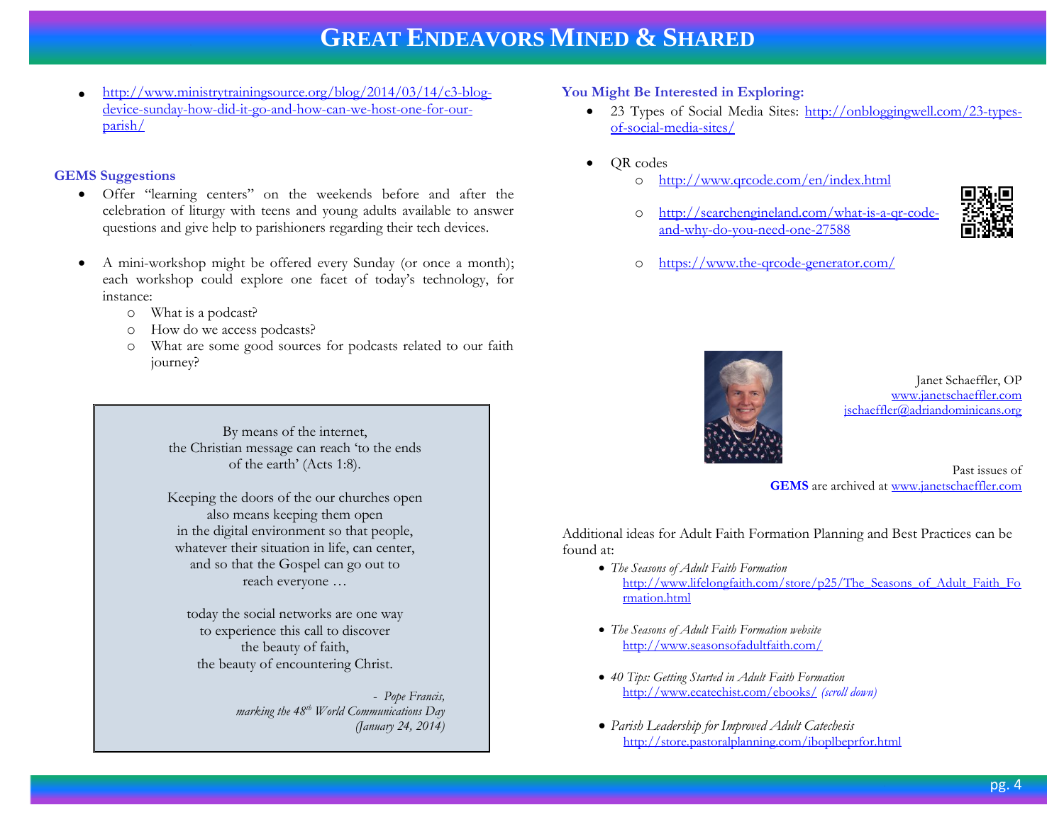- http://www.ministrytrainingsource.org/blog/2014/03/14/c3-blog-device-sunday-how-did-it-go-and-how-can-we-host-one-for-our-parish/

### GEMS Suggestions

- Offer "learning centers" on the weekends before and after the celebration of liturgy with teens and young adults available to answer questions and give help to parishioners regarding their tech devices.

- A mini-workshop might be offered every Sunday (or once a month); each workshop could explore one facet of today's technology, for instance:
  - What is a podcast?
  - How do we access podcasts?
  - What are some good sources for podcasts related to our faith journey?

> By means of the internet,
> the Christian message can reach 'to the ends of the earth' (Acts 1:8).
>
> Keeping the doors of the our churches open
> also means keeping them open
> in the digital environment so that people,
> whatever their situation in life, can center,
> and so that the Gospel can go out to
> reach everyone …
>
> today the social networks are one way
> to experience this call to discover
> the beauty of faith,
> the beauty of encountering Christ.
>
> *- Pope Francis,*
> *marking the 48th World Communications Day*
> *(January 24, 2014)*

### You Might Be Interested in Exploring:

- 23 Types of Social Media Sites: http://onbloggingwell.com/23-types-of-social-media-sites/

- QR codes
  - http://www.qrcode.com/en/index.html
  - http://searchengineland.com/what-is-a-qr-code-and-why-do-you-need-one-27588
  - https://www.the-qrcode-generator.com/

Janet Schaeffler, OP
www.janetschaeffler.com
jschaeffler@adriandominicans.org

Past issues of **GEMS** are archived at www.janetschaeffler.com

Additional ideas for Adult Faith Formation Planning and Best Practices can be found at:

- *The Seasons of Adult Faith Formation*
  http://www.lifelongfaith.com/store/p25/The_Seasons_of_Adult_Faith_Formation.html

- *The Seasons of Adult Faith Formation website*
  http://www.seasonsofadultfaith.com/

- *40 Tips: Getting Started in Adult Faith Formation*
  http://www.ecatechist.com/ebooks/ *(scroll down)*

- *Parish Leadership for Improved Adult Catechesis*
  http://store.pastoralplanning.com/iboplbeprfor.html